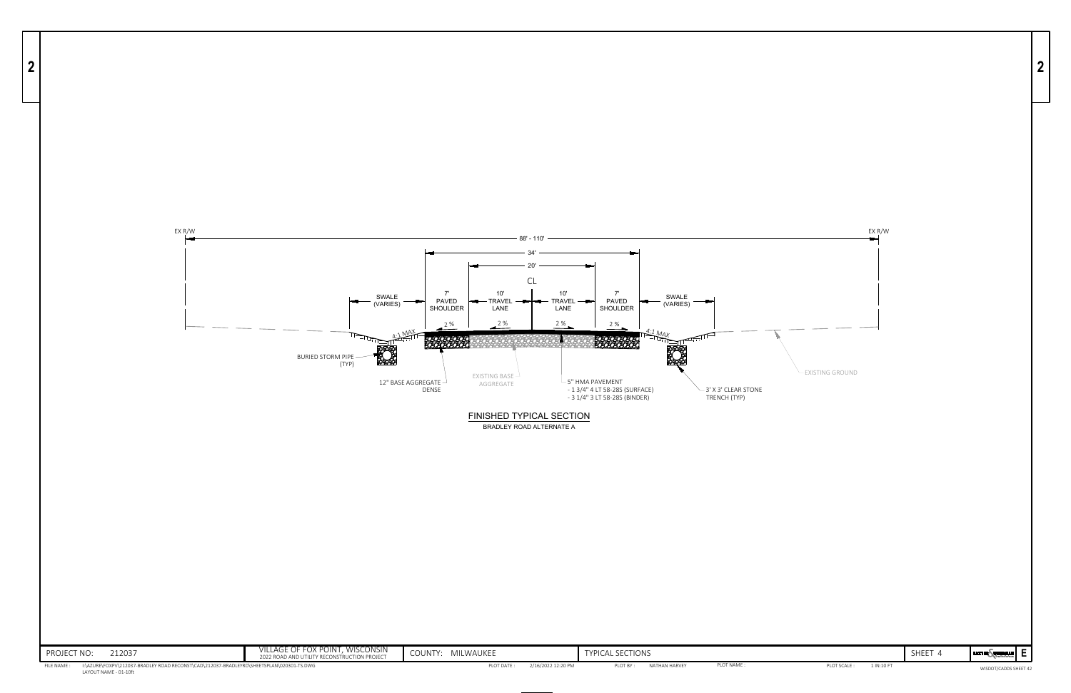EX R/W

EX R/W

88' - 110'

34'

20'

CL

SWALE (VARIES)

7' PAVED SHOULDER

10' TRAVEL LANE

10' TRAVEL LANE

7' PAVED SHOULDER

SWALE (VARIES)

2 %

2 %

2 %

2 %

4:1 MAX

4:1 MAX

BURIED STORM PIPE (TYP)

12" BASE AGGREGATE DENSE

EXISTING BASE AGGREGATE

5" HMA PAVEMENT
- 1 3/4" 4 LT 58-28S (SURFACE)
- 3 1/4" 3 LT 58-28S (BINDER)

3' X 3' CLEAR STONE TRENCH (TYP)

EXISTING GROUND

FINISHED TYPICAL SECTION

BRADLEY ROAD ALTERNATE A

| PROJECT NO: 212037 | VILLAGE OF FOX POINT, WISCONSIN 2022 ROAD AND UTILITY RECONSTRUCTION PROJECT | COUNTY: MILWAUKEE | TYPICAL SECTIONS | SHEET 4 | E |
|---|---|---|---|---|---|

FILE NAME: I:\AZURE\FOXPV\212037-BRADLEY ROAD RECONST\CAD\212037-BRADLEYRD\SHEETSPLAN\020301-TS.DWG
LAYOUT NAME - 01-10ft

PLOT DATE: 2/16/2022 12:20 PM PLOT BY: NATHAN HARVEY PLOT NAME: PLOT SCALE: 1 IN:10 FT

WISDOT/CADDS SHEET 42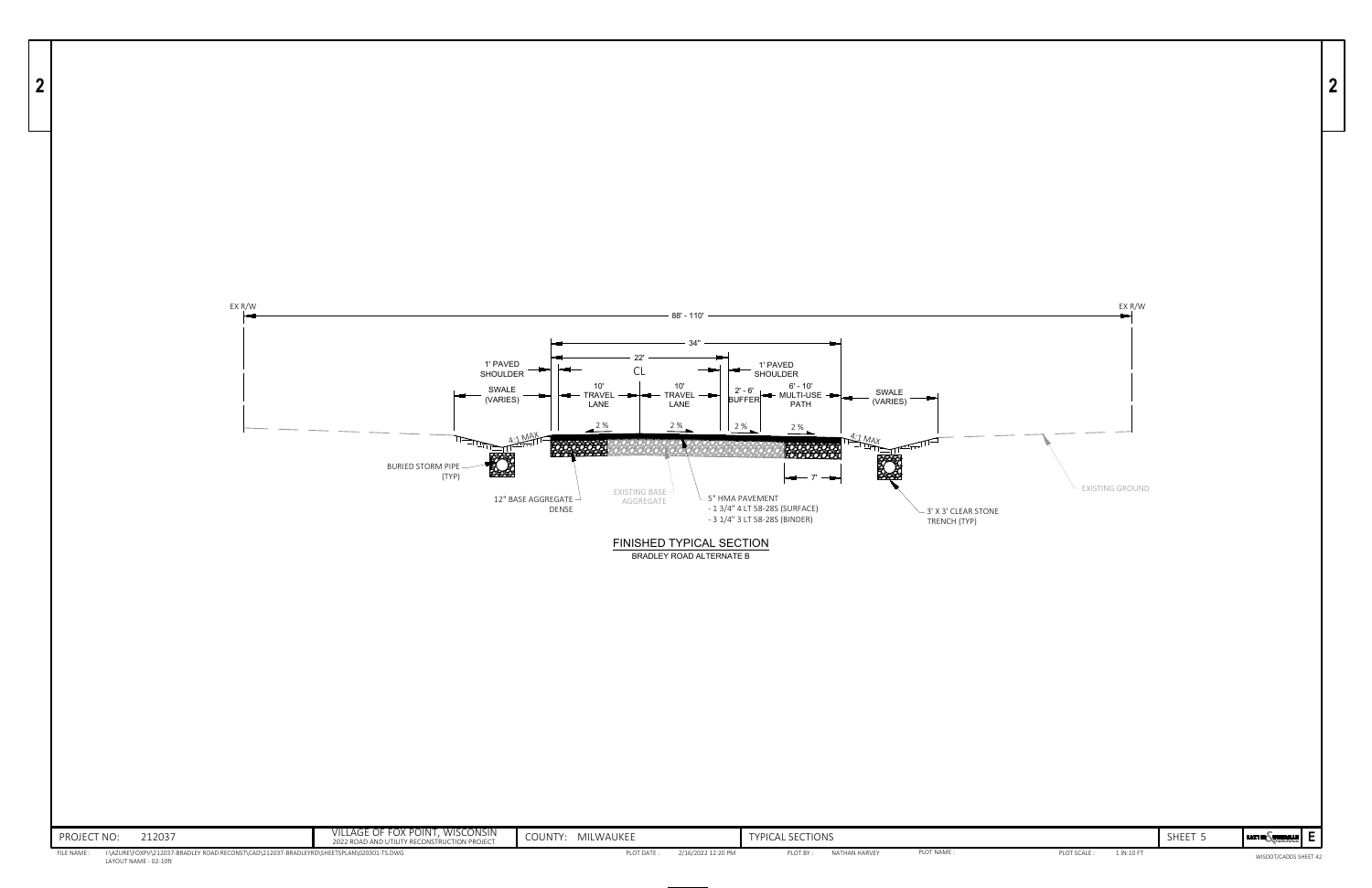EX R/W

EX R/W

88' - 110'

34"

22'

CL

1' PAVED SHOULDER

SWALE (VARIES)

10' TRAVEL LANE

10' TRAVEL LANE

1' PAVED SHOULDER

2' - 6' BUFFER

6' - 10' MULTI-USE PATH

SWALE (VARIES)

2 %

2 %

2 %

2 %

4:1 MAX

4:1 MAX

7'

BURIED STORM PIPE (TYP)

12" BASE AGGREGATE DENSE

EXISTING BASE AGGREGATE

5" HMA PAVEMENT
- 1 3/4" 4 LT 58-28S (SURFACE)
- 3 1/4" 3 LT 58-28S (BINDER)

3' X 3' CLEAR STONE TRENCH (TYP)

EXISTING GROUND

## FINISHED TYPICAL SECTION

BRADLEY ROAD ALTERNATE B

| PROJECT NO: 212037 | VILLAGE OF FOX POINT, WISCONSIN 2022 ROAD AND UTILITY RECONSTRUCTION PROJECT | COUNTY: MILWAUKEE | TYPICAL SECTIONS | SHEET 5 | E |
|---|---|---|---|---|---|

FILE NAME : I:\AZURE\FOXPV\212037-BRADLEY ROAD RECONST\CAD\212037-BRADLEYRD\SHEETSPLAN\020301-TS.DWG
LAYOUT NAME - 02-10ft

PLOT DATE : 2/16/2022 12:20 PM

PLOT BY : NATHAN HARVEY

PLOT NAME :

PLOT SCALE : 1 IN:10 FT

WISDOT/CADDS SHEET 42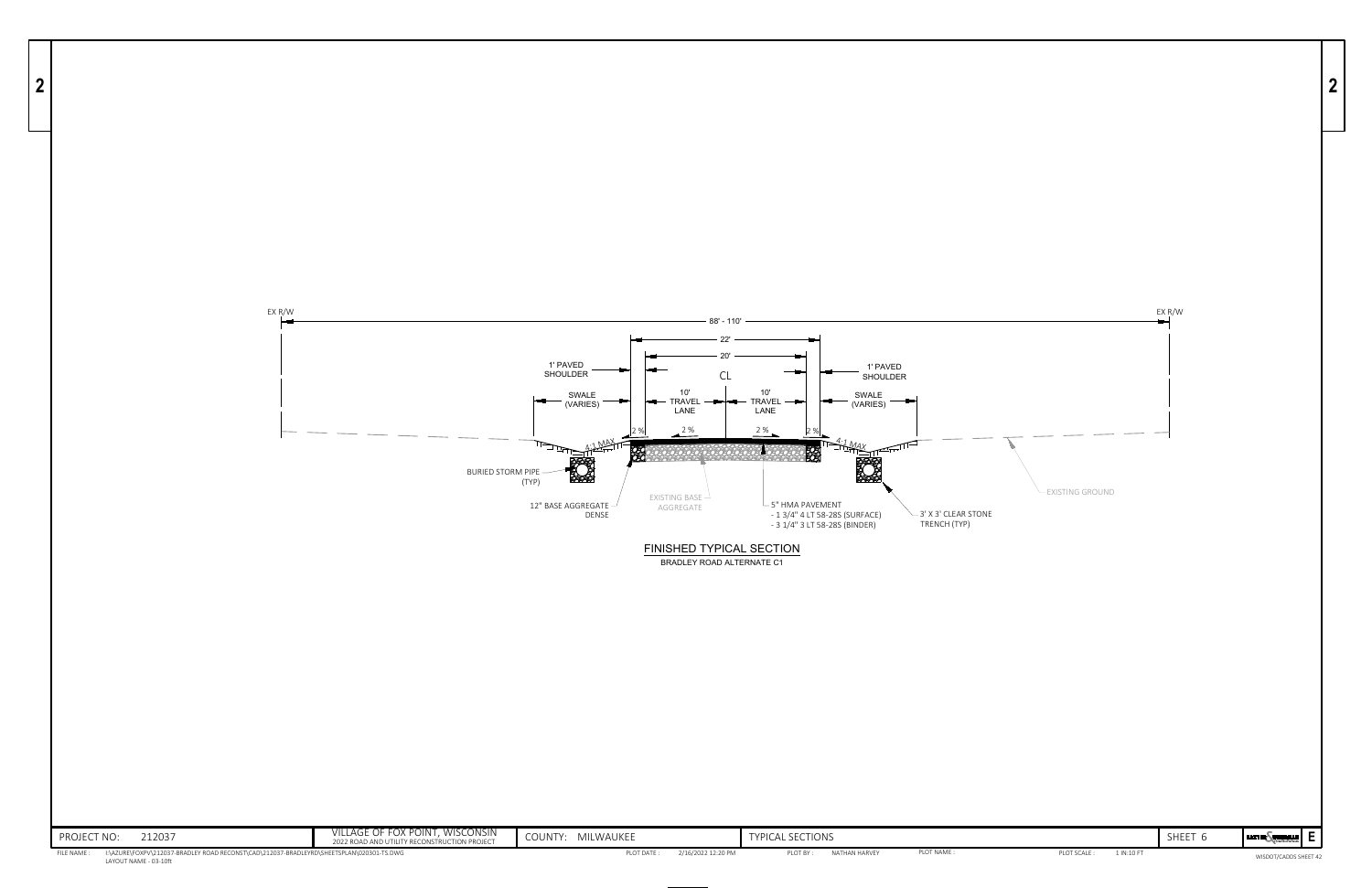EX R/W

EX R/W

88' - 110'

22'

20'

1' PAVED SHOULDER

CL

1' PAVED SHOULDER

SWALE (VARIES)

10' TRAVEL LANE

10' TRAVEL LANE

SWALE (VARIES)

2 %

2 %

2 %

2 %

4:1 MAX

4:1 MAX

BURIED STORM PIPE (TYP)

EXISTING BASE AGGREGATE

12" BASE AGGREGATE DENSE

5" HMA PAVEMENT
- 1 3/4" 4 LT 58-28S (SURFACE)
- 3 1/4" 3 LT 58-28S (BINDER)

3' X 3' CLEAR STONE TRENCH (TYP)

EXISTING GROUND

## FINISHED TYPICAL SECTION

BRADLEY ROAD ALTERNATE C1

| PROJECT NO: 212037 | VILLAGE OF FOX POINT, WISCONSIN 2022 ROAD AND UTILITY RECONSTRUCTION PROJECT | COUNTY: MILWAUKEE | TYPICAL SECTIONS | SHEET 6 | E |
|---|---|---|---|---|---|

FILE NAME : I:\AZURE\FOXPV\212037-BRADLEY ROAD RECONST\CAD\212037-BRADLEYRD\SHEETSPLAN\020301-TS.DWG
LAYOUT NAME - 03-10ft
PLOT DATE : 2/16/2022 12:20 PM PLOT BY : NATHAN HARVEY PLOT NAME : PLOT SCALE : 1 IN:10 FT
WISDOT/CADDS SHEET 42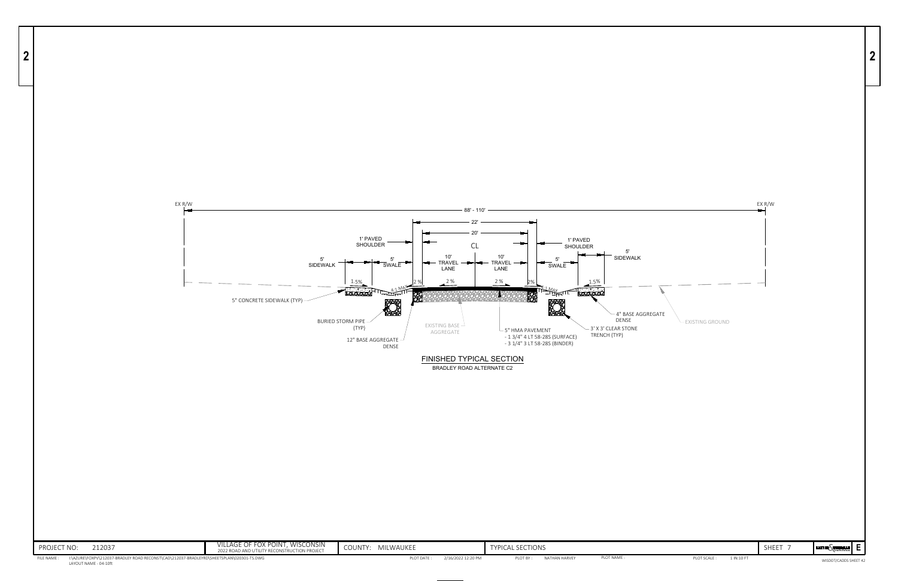EX R/W

88' - 110'

EX R/W

22'

20'

CL

1' PAVED SHOULDER

5' SIDEWALK

5' SWALE

10' TRAVEL LANE

10' TRAVEL LANE

5' SWALE

1' PAVED SHOULDER

5' SIDEWALK

1.5%

4:1 MAX

2 %

2 %

2 %

2%

4:1 MAX

1.5%

5" CONCRETE SIDEWALK (TYP)

BURIED STORM PIPE (TYP)

12" BASE AGGREGATE DENSE

EXISTING BASE AGGREGATE

5" HMA PAVEMENT
- 1 3/4" 4 LT 58-28S (SURFACE)
- 3 1/4" 3 LT 58-28S (BINDER)

3' X 3' CLEAR STONE TRENCH (TYP)

4" BASE AGGREGATE DENSE

EXISTING GROUND

## FINISHED TYPICAL SECTION

BRADLEY ROAD ALTERNATE C2

| PROJECT NO: 212037 | VILLAGE OF FOX POINT, WISCONSIN 2022 ROAD AND UTILITY RECONSTRUCTION PROJECT | COUNTY: MILWAUKEE | TYPICAL SECTIONS | SHEET 7 | E |
|---|---|---|---|---|---|

FILE NAME : I:\AZURE\FOXPV\212037-BRADLEY ROAD RECONST\CAD\212037-BRADLEYRD\SHEETSPLAN\020301-TS.DWG
LAYOUT NAME - 04-10ft

PLOT DATE : 2/16/2022 12:20 PM

PLOT BY : NATHAN HARVEY

PLOT NAME :

PLOT SCALE : 1 IN:10 FT

WISDOT/CADDS SHEET 42